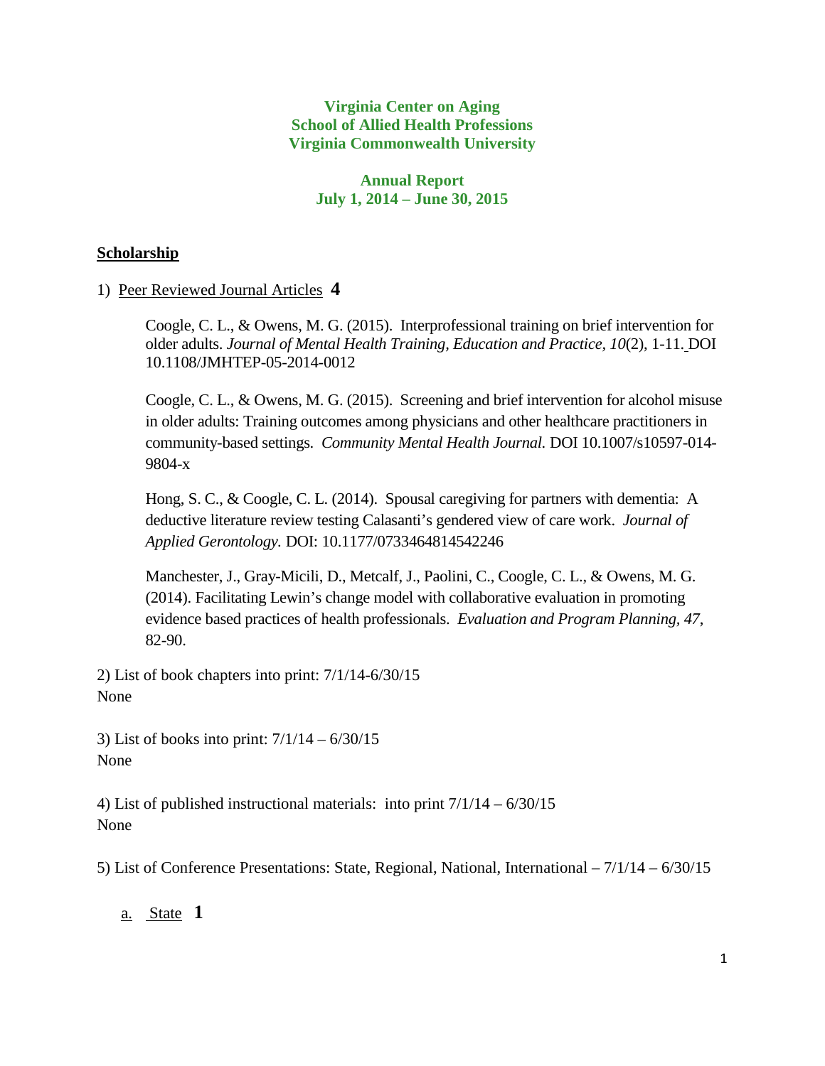**Virginia Center on Aging**
**School of Allied Health Professions**
**Virginia Commonwealth University**

**Annual Report**
**July 1, 2014 – June 30, 2015**

## Scholarship

1) Peer Reviewed Journal Articles **4**

> Coogle, C. L., & Owens, M. G. (2015). Interprofessional training on brief intervention for older adults. *Journal of Mental Health Training, Education and Practice, 10*(2), 1-11. DOI 10.1108/JMHTEP-05-2014-0012
>
> Coogle, C. L., & Owens, M. G. (2015). Screening and brief intervention for alcohol misuse in older adults: Training outcomes among physicians and other healthcare practitioners in community-based settings. *Community Mental Health Journal.* DOI 10.1007/s10597-014-9804-x
>
> Hong, S. C., & Coogle, C. L. (2014). Spousal caregiving for partners with dementia: A deductive literature review testing Calasanti's gendered view of care work. *Journal of Applied Gerontology.* DOI: 10.1177/0733464814542246
>
> Manchester, J., Gray-Micili, D., Metcalf, J., Paolini, C., Coogle, C. L., & Owens, M. G. (2014). Facilitating Lewin's change model with collaborative evaluation in promoting evidence based practices of health professionals. *Evaluation and Program Planning, 47*, 82-90.

2) List of book chapters into print: 7/1/14-6/30/15
None

3) List of books into print: 7/1/14 – 6/30/15
None

4) List of published instructional materials: into print 7/1/14 – 6/30/15
None

5) List of Conference Presentations: State, Regional, National, International – 7/1/14 – 6/30/15

a. State **1**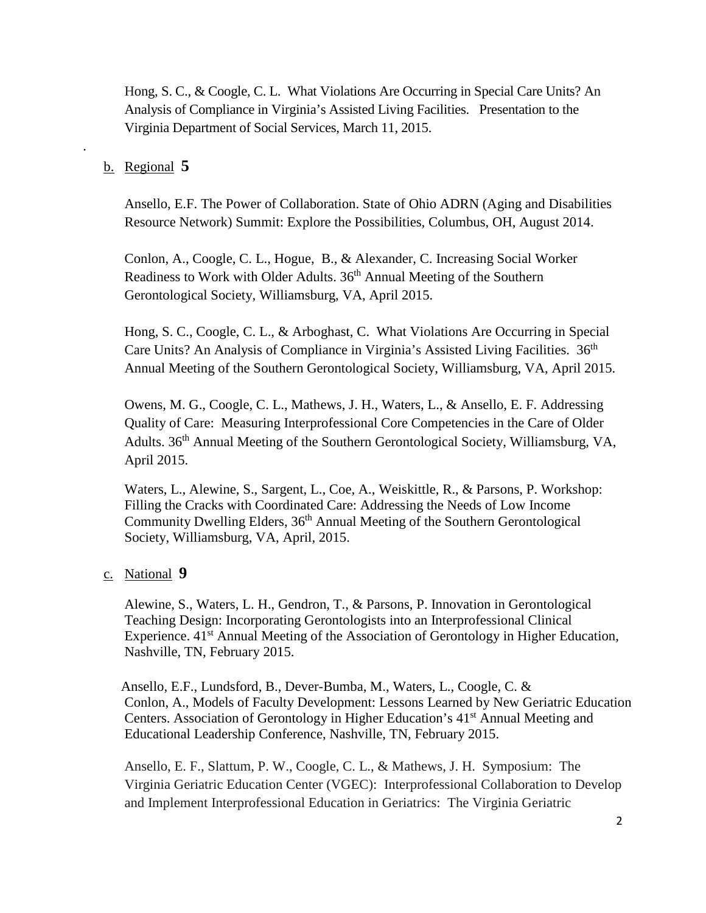Hong, S. C., & Coogle, C. L. What Violations Are Occurring in Special Care Units? An Analysis of Compliance in Virginia's Assisted Living Facilities. Presentation to the Virginia Department of Social Services, March 11, 2015.

.

b. Regional **5**

Ansello, E.F. The Power of Collaboration. State of Ohio ADRN (Aging and Disabilities Resource Network) Summit: Explore the Possibilities, Columbus, OH, August 2014.

Conlon, A., Coogle, C. L., Hogue, B., & Alexander, C. Increasing Social Worker Readiness to Work with Older Adults. 36th Annual Meeting of the Southern Gerontological Society, Williamsburg, VA, April 2015.

Hong, S. C., Coogle, C. L., & Arboghast, C. What Violations Are Occurring in Special Care Units? An Analysis of Compliance in Virginia's Assisted Living Facilities. 36th Annual Meeting of the Southern Gerontological Society, Williamsburg, VA, April 2015.

Owens, M. G., Coogle, C. L., Mathews, J. H., Waters, L., & Ansello, E. F. Addressing Quality of Care: Measuring Interprofessional Core Competencies in the Care of Older Adults. 36th Annual Meeting of the Southern Gerontological Society, Williamsburg, VA, April 2015.

Waters, L., Alewine, S., Sargent, L., Coe, A., Weiskittle, R., & Parsons, P. Workshop: Filling the Cracks with Coordinated Care: Addressing the Needs of Low Income Community Dwelling Elders, 36th Annual Meeting of the Southern Gerontological Society, Williamsburg, VA, April, 2015.

c. National **9**

Alewine, S., Waters, L. H., Gendron, T., & Parsons, P. Innovation in Gerontological Teaching Design: Incorporating Gerontologists into an Interprofessional Clinical Experience. 41st Annual Meeting of the Association of Gerontology in Higher Education, Nashville, TN, February 2015.

Ansello, E.F., Lundsford, B., Dever-Bumba, M., Waters, L., Coogle, C. & Conlon, A., Models of Faculty Development: Lessons Learned by New Geriatric Education Centers. Association of Gerontology in Higher Education's 41st Annual Meeting and Educational Leadership Conference, Nashville, TN, February 2015.

Ansello, E. F., Slattum, P. W., Coogle, C. L., & Mathews, J. H. Symposium: The Virginia Geriatric Education Center (VGEC): Interprofessional Collaboration to Develop and Implement Interprofessional Education in Geriatrics: The Virginia Geriatric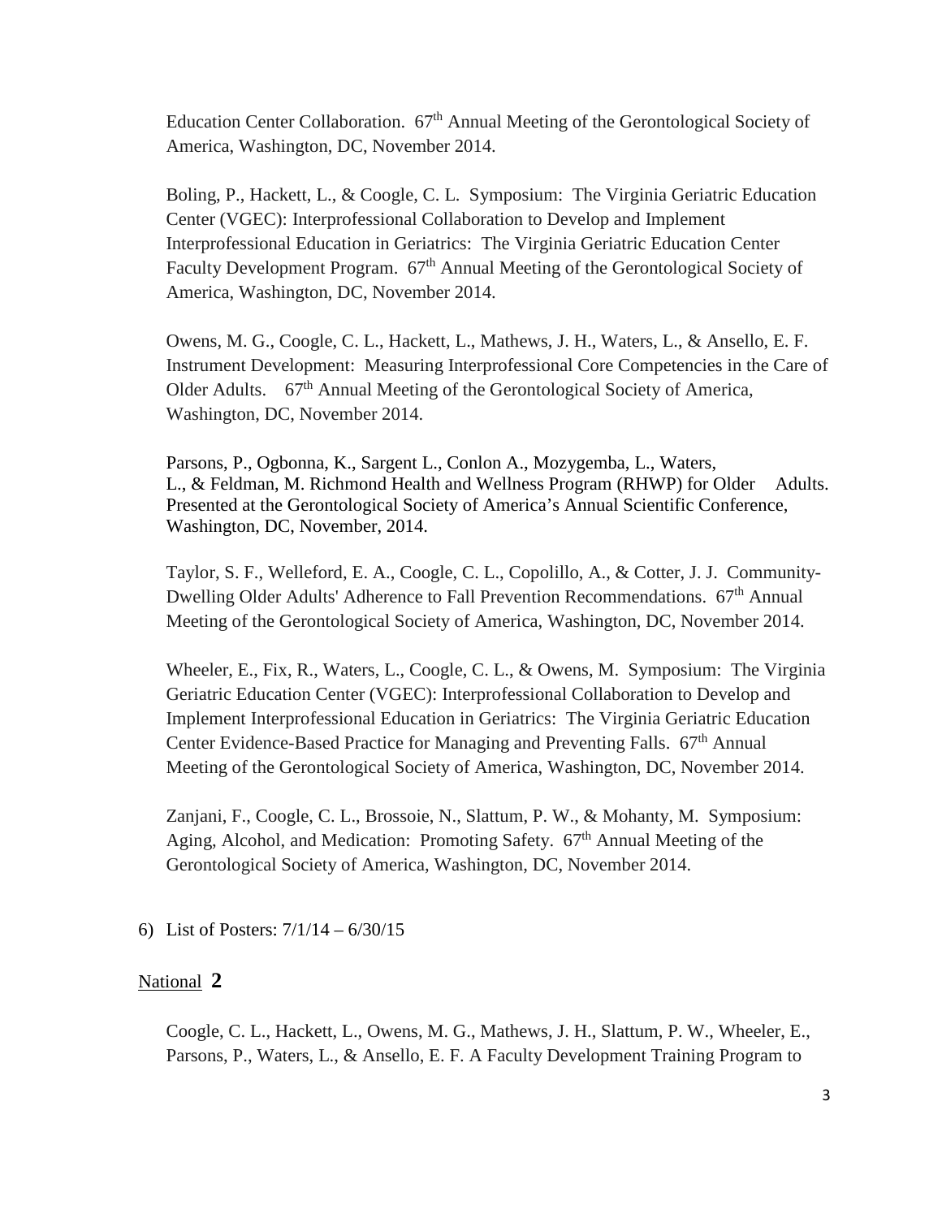Education Center Collaboration. 67th Annual Meeting of the Gerontological Society of America, Washington, DC, November 2014.

Boling, P., Hackett, L., & Coogle, C. L. Symposium: The Virginia Geriatric Education Center (VGEC): Interprofessional Collaboration to Develop and Implement Interprofessional Education in Geriatrics: The Virginia Geriatric Education Center Faculty Development Program. 67th Annual Meeting of the Gerontological Society of America, Washington, DC, November 2014.

Owens, M. G., Coogle, C. L., Hackett, L., Mathews, J. H., Waters, L., & Ansello, E. F. Instrument Development: Measuring Interprofessional Core Competencies in the Care of Older Adults. 67th Annual Meeting of the Gerontological Society of America, Washington, DC, November 2014.

Parsons, P., Ogbonna, K., Sargent L., Conlon A., Mozygemba, L., Waters, L., & Feldman, M. Richmond Health and Wellness Program (RHWP) for Older Adults. Presented at the Gerontological Society of America's Annual Scientific Conference, Washington, DC, November, 2014.

Taylor, S. F., Welleford, E. A., Coogle, C. L., Copolillo, A., & Cotter, J. J. Community-Dwelling Older Adults' Adherence to Fall Prevention Recommendations. 67th Annual Meeting of the Gerontological Society of America, Washington, DC, November 2014.

Wheeler, E., Fix, R., Waters, L., Coogle, C. L., & Owens, M. Symposium: The Virginia Geriatric Education Center (VGEC): Interprofessional Collaboration to Develop and Implement Interprofessional Education in Geriatrics: The Virginia Geriatric Education Center Evidence-Based Practice for Managing and Preventing Falls. 67th Annual Meeting of the Gerontological Society of America, Washington, DC, November 2014.

Zanjani, F., Coogle, C. L., Brossoie, N., Slattum, P. W., & Mohanty, M. Symposium: Aging, Alcohol, and Medication: Promoting Safety. 67th Annual Meeting of the Gerontological Society of America, Washington, DC, November 2014.

6) List of Posters: 7/1/14 – 6/30/15

National **2**

Coogle, C. L., Hackett, L., Owens, M. G., Mathews, J. H., Slattum, P. W., Wheeler, E., Parsons, P., Waters, L., & Ansello, E. F. A Faculty Development Training Program to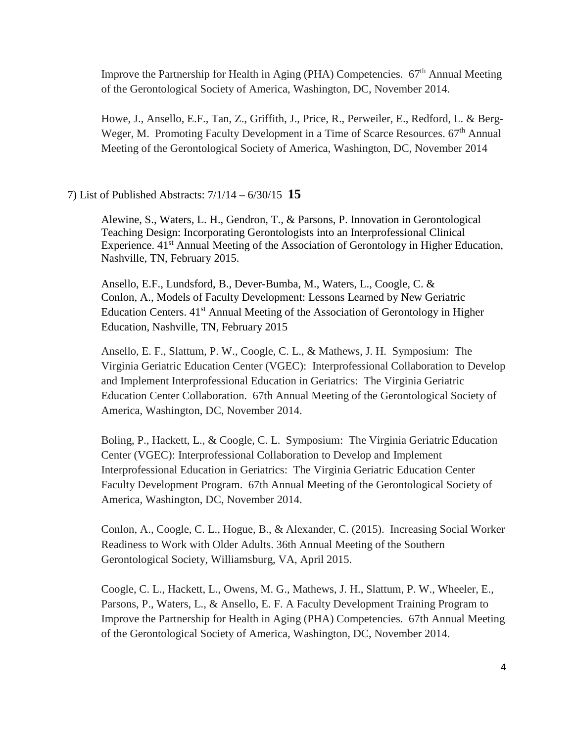Improve the Partnership for Health in Aging (PHA) Competencies. 67th Annual Meeting of the Gerontological Society of America, Washington, DC, November 2014.

Howe, J., Ansello, E.F., Tan, Z., Griffith, J., Price, R., Perweiler, E., Redford, L. & Berg-Weger, M. Promoting Faculty Development in a Time of Scarce Resources. 67th Annual Meeting of the Gerontological Society of America, Washington, DC, November 2014

7) List of Published Abstracts: 7/1/14 – 6/30/15 **15**

Alewine, S., Waters, L. H., Gendron, T., & Parsons, P. Innovation in Gerontological Teaching Design: Incorporating Gerontologists into an Interprofessional Clinical Experience. 41st Annual Meeting of the Association of Gerontology in Higher Education, Nashville, TN, February 2015.

Ansello, E.F., Lundsford, B., Dever-Bumba, M., Waters, L., Coogle, C. & Conlon, A., Models of Faculty Development: Lessons Learned by New Geriatric Education Centers. 41st Annual Meeting of the Association of Gerontology in Higher Education, Nashville, TN, February 2015

Ansello, E. F., Slattum, P. W., Coogle, C. L., & Mathews, J. H. Symposium: The Virginia Geriatric Education Center (VGEC): Interprofessional Collaboration to Develop and Implement Interprofessional Education in Geriatrics: The Virginia Geriatric Education Center Collaboration. 67th Annual Meeting of the Gerontological Society of America, Washington, DC, November 2014.

Boling, P., Hackett, L., & Coogle, C. L. Symposium: The Virginia Geriatric Education Center (VGEC): Interprofessional Collaboration to Develop and Implement Interprofessional Education in Geriatrics: The Virginia Geriatric Education Center Faculty Development Program. 67th Annual Meeting of the Gerontological Society of America, Washington, DC, November 2014.

Conlon, A., Coogle, C. L., Hogue, B., & Alexander, C. (2015). Increasing Social Worker Readiness to Work with Older Adults. 36th Annual Meeting of the Southern Gerontological Society, Williamsburg, VA, April 2015.

Coogle, C. L., Hackett, L., Owens, M. G., Mathews, J. H., Slattum, P. W., Wheeler, E., Parsons, P., Waters, L., & Ansello, E. F. A Faculty Development Training Program to Improve the Partnership for Health in Aging (PHA) Competencies. 67th Annual Meeting of the Gerontological Society of America, Washington, DC, November 2014.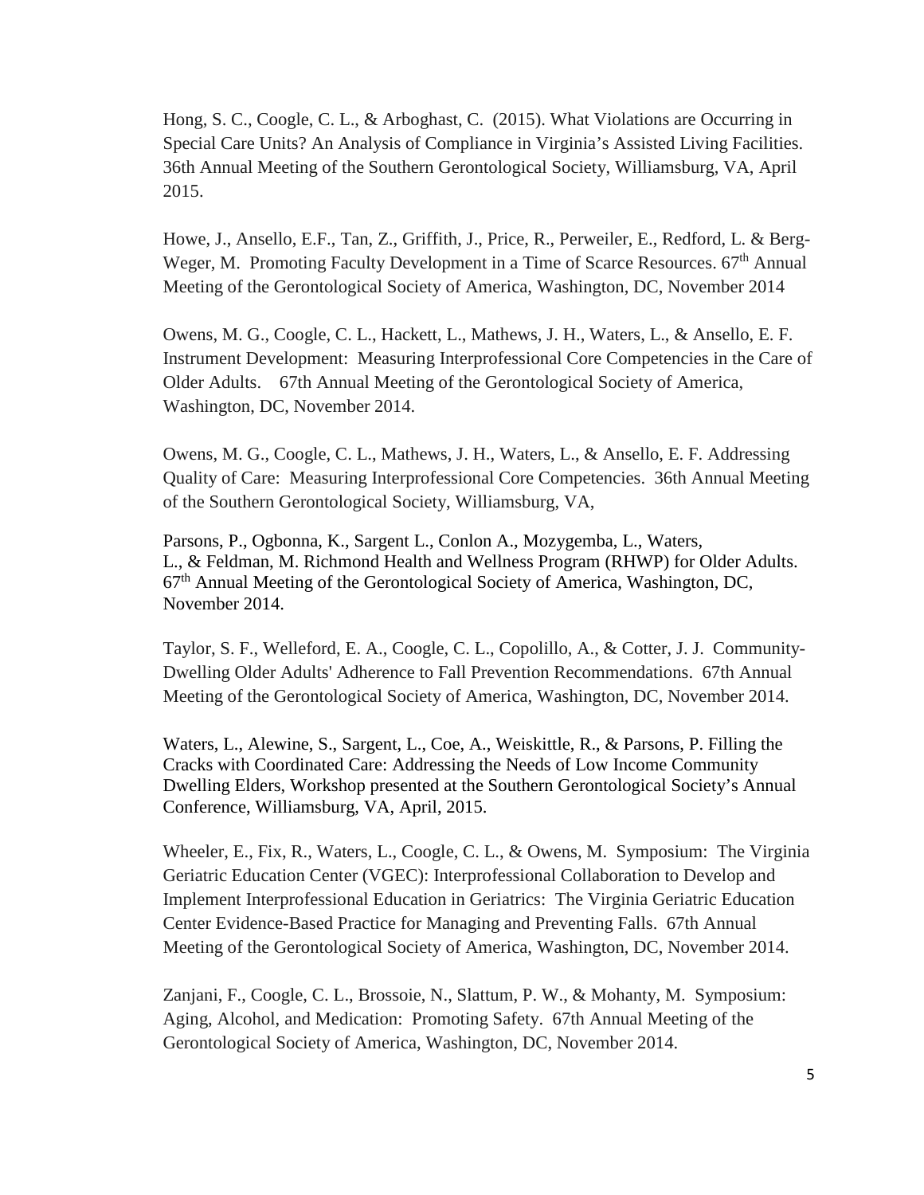Hong, S. C., Coogle, C. L., & Arboghast, C. (2015). What Violations are Occurring in Special Care Units? An Analysis of Compliance in Virginia's Assisted Living Facilities. 36th Annual Meeting of the Southern Gerontological Society, Williamsburg, VA, April 2015.

Howe, J., Ansello, E.F., Tan, Z., Griffith, J., Price, R., Perweiler, E., Redford, L. & Berg-Weger, M. Promoting Faculty Development in a Time of Scarce Resources. 67th Annual Meeting of the Gerontological Society of America, Washington, DC, November 2014

Owens, M. G., Coogle, C. L., Hackett, L., Mathews, J. H., Waters, L., & Ansello, E. F. Instrument Development: Measuring Interprofessional Core Competencies in the Care of Older Adults. 67th Annual Meeting of the Gerontological Society of America, Washington, DC, November 2014.

Owens, M. G., Coogle, C. L., Mathews, J. H., Waters, L., & Ansello, E. F. Addressing Quality of Care: Measuring Interprofessional Core Competencies. 36th Annual Meeting of the Southern Gerontological Society, Williamsburg, VA,

Parsons, P., Ogbonna, K., Sargent L., Conlon A., Mozygemba, L., Waters, L., & Feldman, M. Richmond Health and Wellness Program (RHWP) for Older Adults. 67th Annual Meeting of the Gerontological Society of America, Washington, DC, November 2014.

Taylor, S. F., Welleford, E. A., Coogle, C. L., Copolillo, A., & Cotter, J. J. Community-Dwelling Older Adults' Adherence to Fall Prevention Recommendations. 67th Annual Meeting of the Gerontological Society of America, Washington, DC, November 2014.

Waters, L., Alewine, S., Sargent, L., Coe, A., Weiskittle, R., & Parsons, P. Filling the Cracks with Coordinated Care: Addressing the Needs of Low Income Community Dwelling Elders, Workshop presented at the Southern Gerontological Society's Annual Conference, Williamsburg, VA, April, 2015.

Wheeler, E., Fix, R., Waters, L., Coogle, C. L., & Owens, M. Symposium: The Virginia Geriatric Education Center (VGEC): Interprofessional Collaboration to Develop and Implement Interprofessional Education in Geriatrics: The Virginia Geriatric Education Center Evidence-Based Practice for Managing and Preventing Falls. 67th Annual Meeting of the Gerontological Society of America, Washington, DC, November 2014.

Zanjani, F., Coogle, C. L., Brossoie, N., Slattum, P. W., & Mohanty, M. Symposium: Aging, Alcohol, and Medication: Promoting Safety. 67th Annual Meeting of the Gerontological Society of America, Washington, DC, November 2014.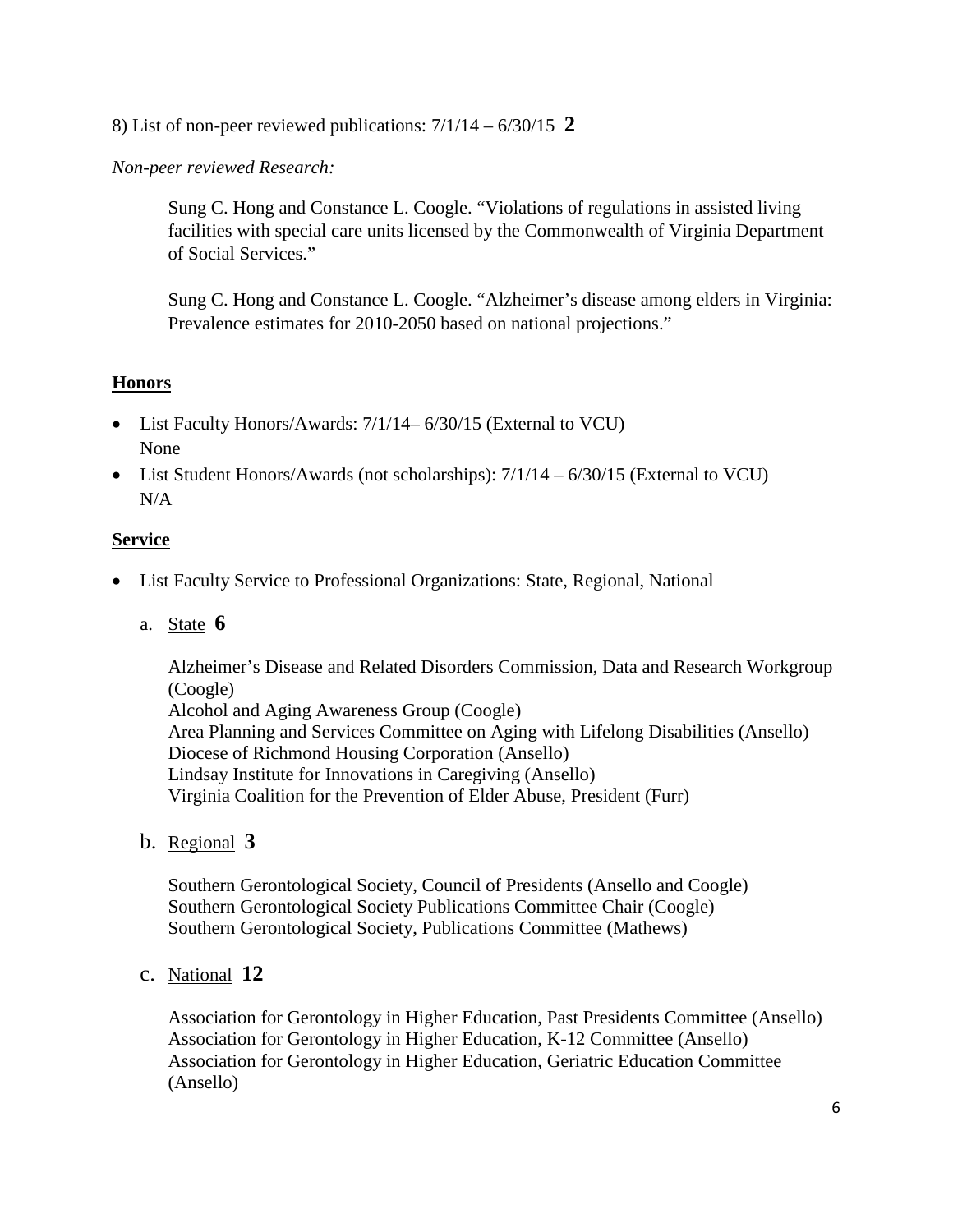8) List of non-peer reviewed publications: 7/1/14 – 6/30/15 **2**

*Non-peer reviewed Research:*

> Sung C. Hong and Constance L. Coogle. "Violations of regulations in assisted living facilities with special care units licensed by the Commonwealth of Virginia Department of Social Services."
>
> Sung C. Hong and Constance L. Coogle. "Alzheimer's disease among elders in Virginia: Prevalence estimates for 2010-2050 based on national projections."

## Honors

- List Faculty Honors/Awards: 7/1/14– 6/30/15 (External to VCU)
  None
- List Student Honors/Awards (not scholarships): 7/1/14 – 6/30/15 (External to VCU)
  N/A

## Service

- List Faculty Service to Professional Organizations: State, Regional, National

  a. State **6**

  Alzheimer's Disease and Related Disorders Commission, Data and Research Workgroup (Coogle)
  Alcohol and Aging Awareness Group (Coogle)
  Area Planning and Services Committee on Aging with Lifelong Disabilities (Ansello)
  Diocese of Richmond Housing Corporation (Ansello)
  Lindsay Institute for Innovations in Caregiving (Ansello)
  Virginia Coalition for the Prevention of Elder Abuse, President (Furr)

  b. Regional **3**

  Southern Gerontological Society, Council of Presidents (Ansello and Coogle)
  Southern Gerontological Society Publications Committee Chair (Coogle)
  Southern Gerontological Society, Publications Committee (Mathews)

  c. National **12**

  Association for Gerontology in Higher Education, Past Presidents Committee (Ansello)
  Association for Gerontology in Higher Education, K-12 Committee (Ansello)
  Association for Gerontology in Higher Education, Geriatric Education Committee (Ansello)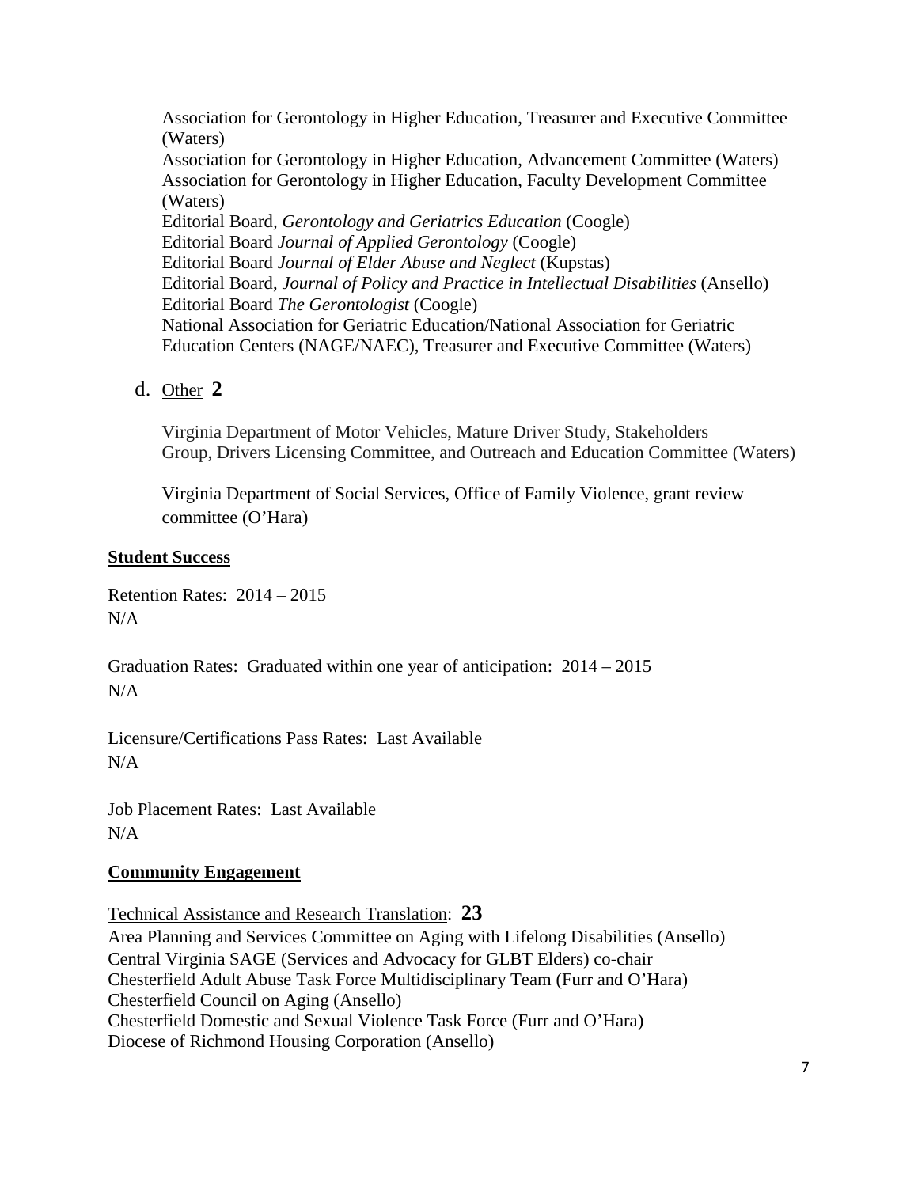Association for Gerontology in Higher Education, Treasurer and Executive Committee (Waters)
Association for Gerontology in Higher Education, Advancement Committee (Waters)
Association for Gerontology in Higher Education, Faculty Development Committee (Waters)
Editorial Board, *Gerontology and Geriatrics Education* (Coogle)
Editorial Board *Journal of Applied Gerontology* (Coogle)
Editorial Board *Journal of Elder Abuse and Neglect* (Kupstas)
Editorial Board, *Journal of Policy and Practice in Intellectual Disabilities* (Ansello)
Editorial Board *The Gerontologist* (Coogle)
National Association for Geriatric Education/National Association for Geriatric Education Centers (NAGE/NAEC), Treasurer and Executive Committee (Waters)

d. Other **2**

Virginia Department of Motor Vehicles, Mature Driver Study, Stakeholders Group, Drivers Licensing Committee, and Outreach and Education Committee (Waters)

Virginia Department of Social Services, Office of Family Violence, grant review committee (O'Hara)

**Student Success**

Retention Rates: 2014 – 2015
N/A

Graduation Rates: Graduated within one year of anticipation: 2014 – 2015
N/A

Licensure/Certifications Pass Rates: Last Available
N/A

Job Placement Rates: Last Available
N/A

**Community Engagement**

Technical Assistance and Research Translation: **23**
Area Planning and Services Committee on Aging with Lifelong Disabilities (Ansello)
Central Virginia SAGE (Services and Advocacy for GLBT Elders) co-chair
Chesterfield Adult Abuse Task Force Multidisciplinary Team (Furr and O'Hara)
Chesterfield Council on Aging (Ansello)
Chesterfield Domestic and Sexual Violence Task Force (Furr and O'Hara)
Diocese of Richmond Housing Corporation (Ansello)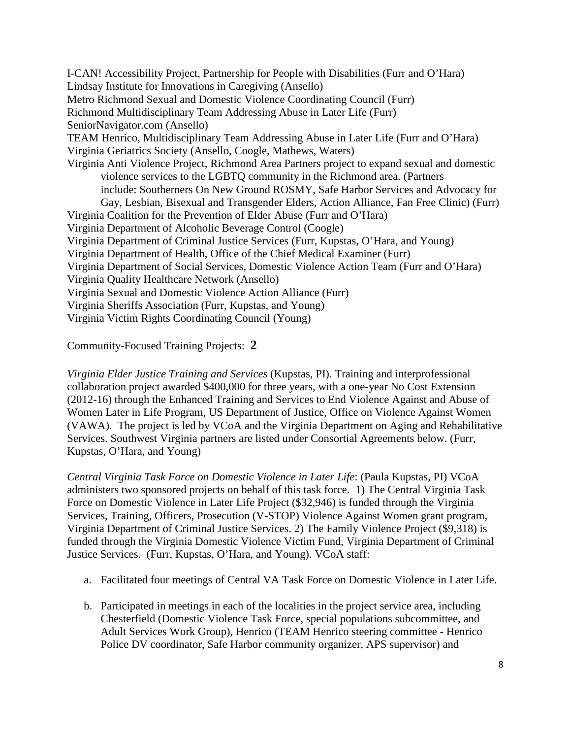I-CAN! Accessibility Project, Partnership for People with Disabilities (Furr and O'Hara)
Lindsay Institute for Innovations in Caregiving (Ansello)
Metro Richmond Sexual and Domestic Violence Coordinating Council (Furr)
Richmond Multidisciplinary Team Addressing Abuse in Later Life (Furr)
SeniorNavigator.com (Ansello)
TEAM Henrico, Multidisciplinary Team Addressing Abuse in Later Life (Furr and O'Hara)
Virginia Geriatrics Society (Ansello, Coogle, Mathews, Waters)
Virginia Anti Violence Project, Richmond Area Partners project to expand sexual and domestic violence services to the LGBTQ community in the Richmond area. (Partners include: Southerners On New Ground ROSMY, Safe Harbor Services and Advocacy for Gay, Lesbian, Bisexual and Transgender Elders, Action Alliance, Fan Free Clinic) (Furr)
Virginia Coalition for the Prevention of Elder Abuse (Furr and O'Hara)
Virginia Department of Alcoholic Beverage Control (Coogle)
Virginia Department of Criminal Justice Services (Furr, Kupstas, O'Hara, and Young)
Virginia Department of Health, Office of the Chief Medical Examiner (Furr)
Virginia Department of Social Services, Domestic Violence Action Team (Furr and O'Hara)
Virginia Quality Healthcare Network (Ansello)
Virginia Sexual and Domestic Violence Action Alliance (Furr)
Virginia Sheriffs Association (Furr, Kupstas, and Young)
Virginia Victim Rights Coordinating Council (Young)

<u>Community-Focused Training Projects</u>: **2**

*Virginia Elder Justice Training and Services* (Kupstas, PI). Training and interprofessional collaboration project awarded $400,000 for three years, with a one-year No Cost Extension (2012-16) through the Enhanced Training and Services to End Violence Against and Abuse of Women Later in Life Program, US Department of Justice, Office on Violence Against Women (VAWA). The project is led by VCoA and the Virginia Department on Aging and Rehabilitative Services. Southwest Virginia partners are listed under Consortial Agreements below. (Furr, Kupstas, O'Hara, and Young)

*Central Virginia Task Force on Domestic Violence in Later Life*: (Paula Kupstas, PI) VCoA administers two sponsored projects on behalf of this task force. 1) The Central Virginia Task Force on Domestic Violence in Later Life Project ($32,946) is funded through the Virginia Services, Training, Officers, Prosecution (V-STOP) Violence Against Women grant program, Virginia Department of Criminal Justice Services. 2) The Family Violence Project ($9,318) is funded through the Virginia Domestic Violence Victim Fund, Virginia Department of Criminal Justice Services. (Furr, Kupstas, O'Hara, and Young). VCoA staff:

a. Facilitated four meetings of Central VA Task Force on Domestic Violence in Later Life.

b. Participated in meetings in each of the localities in the project service area, including Chesterfield (Domestic Violence Task Force, special populations subcommittee, and Adult Services Work Group), Henrico (TEAM Henrico steering committee - Henrico Police DV coordinator, Safe Harbor community organizer, APS supervisor) and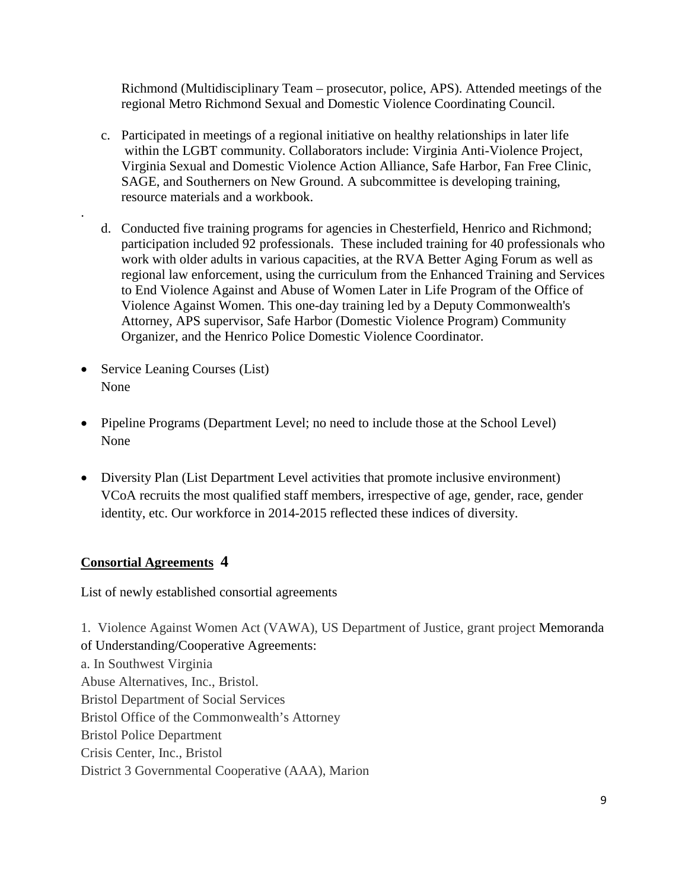Richmond (Multidisciplinary Team – prosecutor, police, APS). Attended meetings of the regional Metro Richmond Sexual and Domestic Violence Coordinating Council.

c. Participated in meetings of a regional initiative on healthy relationships in later life within the LGBT community. Collaborators include: Virginia Anti-Violence Project, Virginia Sexual and Domestic Violence Action Alliance, Safe Harbor, Fan Free Clinic, SAGE, and Southerners on New Ground. A subcommittee is developing training, resource materials and a workbook.

.

d. Conducted five training programs for agencies in Chesterfield, Henrico and Richmond; participation included 92 professionals. These included training for 40 professionals who work with older adults in various capacities, at the RVA Better Aging Forum as well as regional law enforcement, using the curriculum from the Enhanced Training and Services to End Violence Against and Abuse of Women Later in Life Program of the Office of Violence Against Women. This one-day training led by a Deputy Commonwealth's Attorney, APS supervisor, Safe Harbor (Domestic Violence Program) Community Organizer, and the Henrico Police Domestic Violence Coordinator.

- Service Leaning Courses (List)
  None

- Pipeline Programs (Department Level; no need to include those at the School Level)
  None

- Diversity Plan (List Department Level activities that promote inclusive environment)
  VCoA recruits the most qualified staff members, irrespective of age, gender, race, gender identity, etc. Our workforce in 2014-2015 reflected these indices of diversity.

## Consortial Agreements 4

List of newly established consortial agreements

1. Violence Against Women Act (VAWA), US Department of Justice, grant project Memoranda of Understanding/Cooperative Agreements:

a. In Southwest Virginia

Abuse Alternatives, Inc., Bristol.

Bristol Department of Social Services

Bristol Office of the Commonwealth's Attorney

Bristol Police Department

Crisis Center, Inc., Bristol

District 3 Governmental Cooperative (AAA), Marion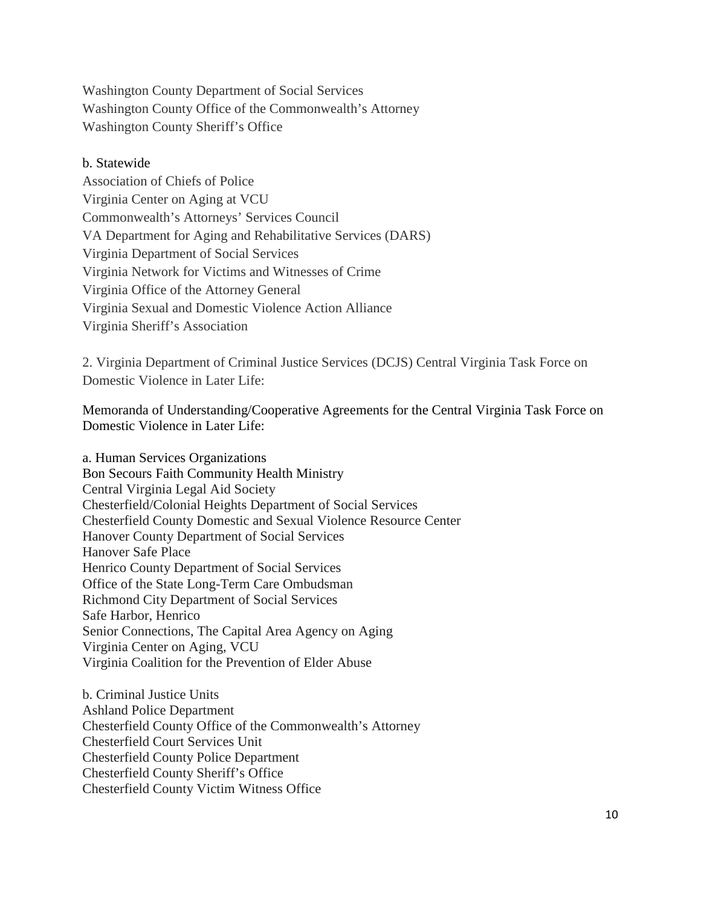Washington County Department of Social Services
Washington County Office of the Commonwealth's Attorney
Washington County Sheriff's Office

b. Statewide

Association of Chiefs of Police
Virginia Center on Aging at VCU
Commonwealth's Attorneys' Services Council
VA Department for Aging and Rehabilitative Services (DARS)
Virginia Department of Social Services
Virginia Network for Victims and Witnesses of Crime
Virginia Office of the Attorney General
Virginia Sexual and Domestic Violence Action Alliance
Virginia Sheriff's Association

2. Virginia Department of Criminal Justice Services (DCJS) Central Virginia Task Force on Domestic Violence in Later Life:

Memoranda of Understanding/Cooperative Agreements for the Central Virginia Task Force on Domestic Violence in Later Life:

a. Human Services Organizations

Bon Secours Faith Community Health Ministry
Central Virginia Legal Aid Society
Chesterfield/Colonial Heights Department of Social Services
Chesterfield County Domestic and Sexual Violence Resource Center
Hanover County Department of Social Services
Hanover Safe Place
Henrico County Department of Social Services
Office of the State Long-Term Care Ombudsman
Richmond City Department of Social Services
Safe Harbor, Henrico
Senior Connections, The Capital Area Agency on Aging
Virginia Center on Aging, VCU
Virginia Coalition for the Prevention of Elder Abuse

b. Criminal Justice Units

Ashland Police Department
Chesterfield County Office of the Commonwealth's Attorney
Chesterfield Court Services Unit
Chesterfield County Police Department
Chesterfield County Sheriff's Office
Chesterfield County Victim Witness Office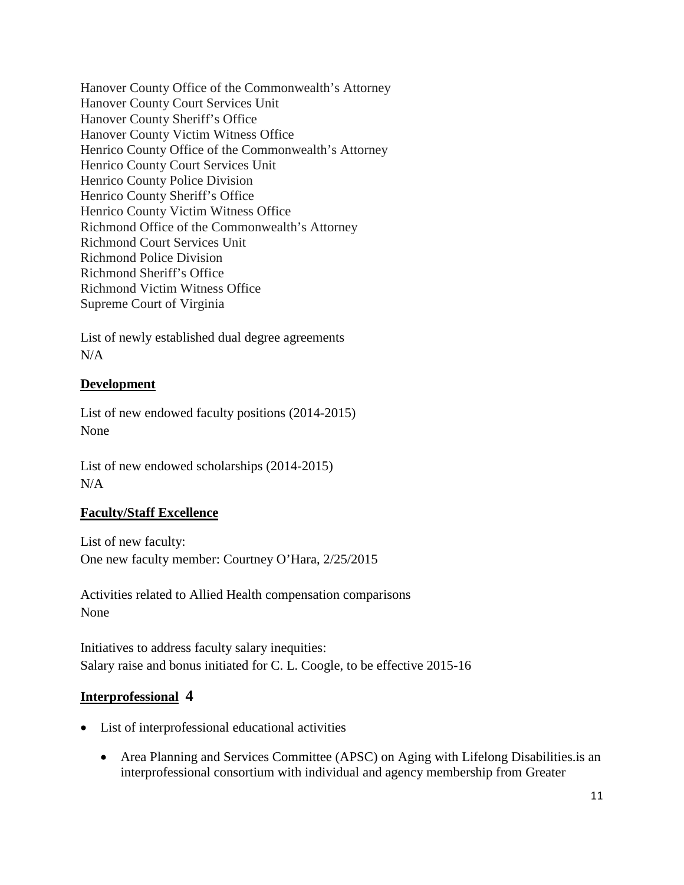Hanover County Office of the Commonwealth's Attorney
Hanover County Court Services Unit
Hanover County Sheriff's Office
Hanover County Victim Witness Office
Henrico County Office of the Commonwealth's Attorney
Henrico County Court Services Unit
Henrico County Police Division
Henrico County Sheriff's Office
Henrico County Victim Witness Office
Richmond Office of the Commonwealth's Attorney
Richmond Court Services Unit
Richmond Police Division
Richmond Sheriff's Office
Richmond Victim Witness Office
Supreme Court of Virginia

List of newly established dual degree agreements
N/A

**Development**

List of new endowed faculty positions (2014-2015)
None

List of new endowed scholarships (2014-2015)
N/A

**Faculty/Staff Excellence**

List of new faculty:
One new faculty member: Courtney O'Hara, 2/25/2015

Activities related to Allied Health compensation comparisons
None

Initiatives to address faculty salary inequities:
Salary raise and bonus initiated for C. L. Coogle, to be effective 2015-16

**Interprofessional** **4**

- List of interprofessional educational activities
    - Area Planning and Services Committee (APSC) on Aging with Lifelong Disabilities.is an interprofessional consortium with individual and agency membership from Greater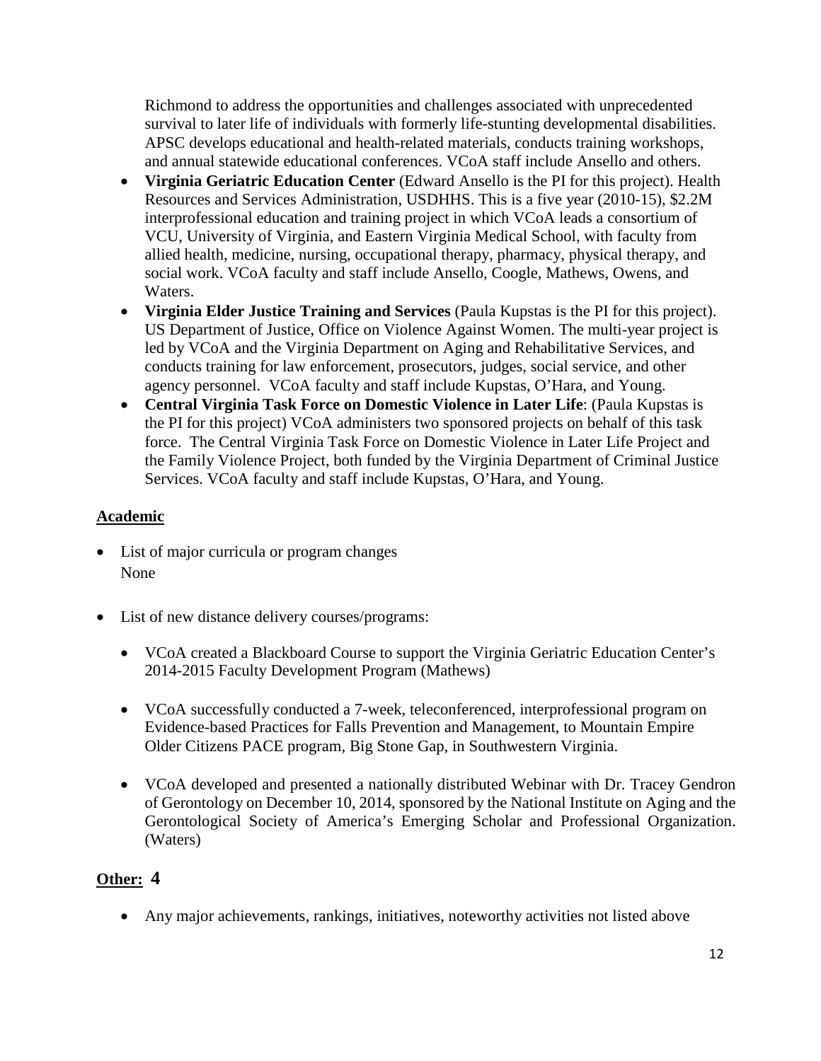Richmond to address the opportunities and challenges associated with unprecedented survival to later life of individuals with formerly life-stunting developmental disabilities. APSC develops educational and health-related materials, conducts training workshops, and annual statewide educational conferences. VCoA staff include Ansello and others.

- **Virginia Geriatric Education Center** (Edward Ansello is the PI for this project). Health Resources and Services Administration, USDHHS. This is a five year (2010-15), $2.2M interprofessional education and training project in which VCoA leads a consortium of VCU, University of Virginia, and Eastern Virginia Medical School, with faculty from allied health, medicine, nursing, occupational therapy, pharmacy, physical therapy, and social work. VCoA faculty and staff include Ansello, Coogle, Mathews, Owens, and Waters.
- **Virginia Elder Justice Training and Services** (Paula Kupstas is the PI for this project). US Department of Justice, Office on Violence Against Women. The multi-year project is led by VCoA and the Virginia Department on Aging and Rehabilitative Services, and conducts training for law enforcement, prosecutors, judges, social service, and other agency personnel. VCoA faculty and staff include Kupstas, O'Hara, and Young.
- **Central Virginia Task Force on Domestic Violence in Later Life**: (Paula Kupstas is the PI for this project) VCoA administers two sponsored projects on behalf of this task force. The Central Virginia Task Force on Domestic Violence in Later Life Project and the Family Violence Project, both funded by the Virginia Department of Criminal Justice Services. VCoA faculty and staff include Kupstas, O'Hara, and Young.

## Academic

- List of major curricula or program changes
  None

- List of new distance delivery courses/programs:

  - VCoA created a Blackboard Course to support the Virginia Geriatric Education Center's 2014-2015 Faculty Development Program (Mathews)

  - VCoA successfully conducted a 7-week, teleconferenced, interprofessional program on Evidence-based Practices for Falls Prevention and Management, to Mountain Empire Older Citizens PACE program, Big Stone Gap, in Southwestern Virginia.

  - VCoA developed and presented a nationally distributed Webinar with Dr. Tracey Gendron of Gerontology on December 10, 2014, sponsored by the National Institute on Aging and the Gerontological Society of America's Emerging Scholar and Professional Organization. (Waters)

## Other: 4

- Any major achievements, rankings, initiatives, noteworthy activities not listed above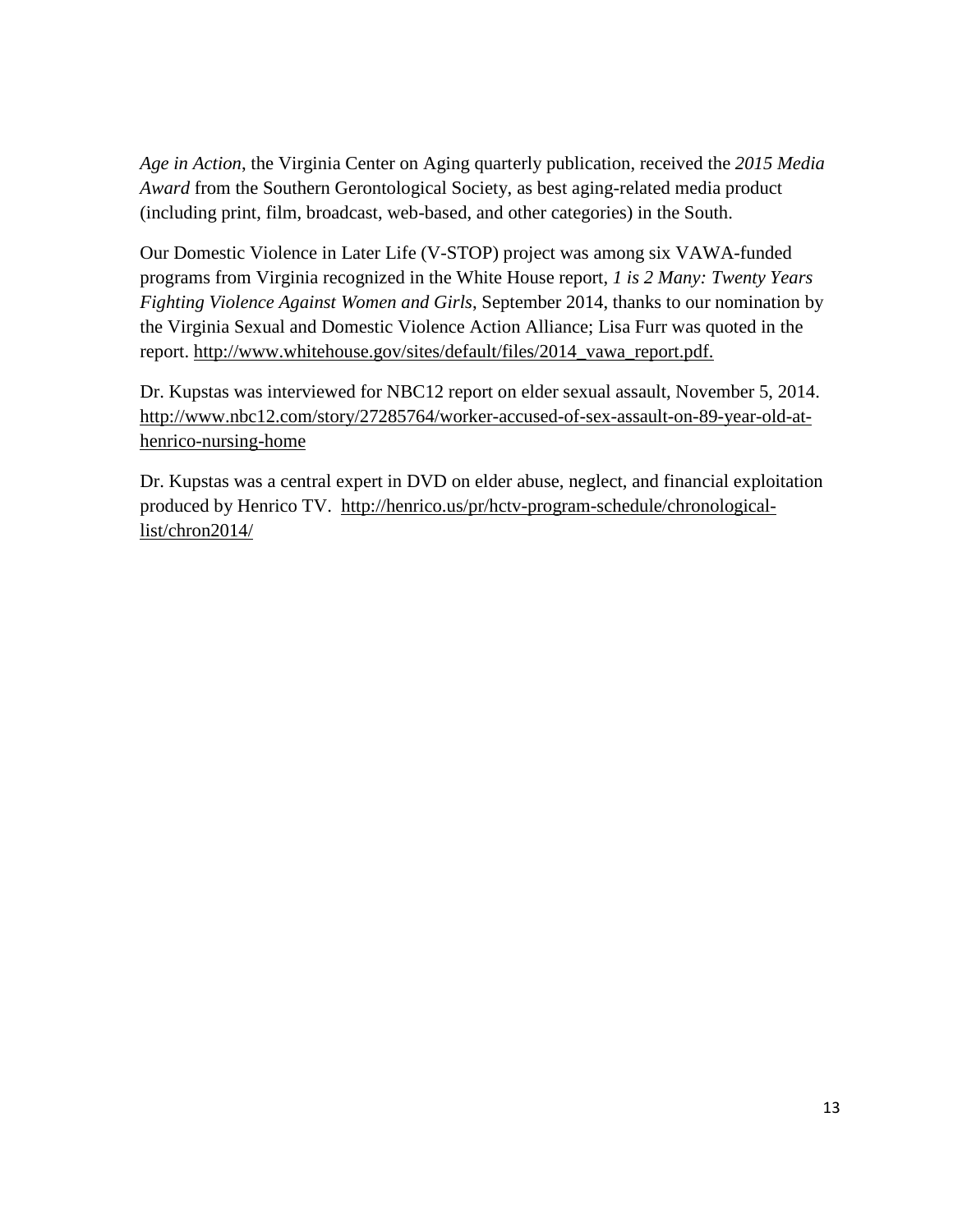*Age in Action*, the Virginia Center on Aging quarterly publication, received the *2015 Media Award* from the Southern Gerontological Society, as best aging-related media product (including print, film, broadcast, web-based, and other categories) in the South.

Our Domestic Violence in Later Life (V-STOP) project was among six VAWA-funded programs from Virginia recognized in the White House report, *1 is 2 Many: Twenty Years Fighting Violence Against Women and Girls*, September 2014, thanks to our nomination by the Virginia Sexual and Domestic Violence Action Alliance; Lisa Furr was quoted in the report. http://www.whitehouse.gov/sites/default/files/2014_vawa_report.pdf.

Dr. Kupstas was interviewed for NBC12 report on elder sexual assault, November 5, 2014. http://www.nbc12.com/story/27285764/worker-accused-of-sex-assault-on-89-year-old-at-henrico-nursing-home

Dr. Kupstas was a central expert in DVD on elder abuse, neglect, and financial exploitation produced by Henrico TV. http://henrico.us/pr/hctv-program-schedule/chronological-list/chron2014/